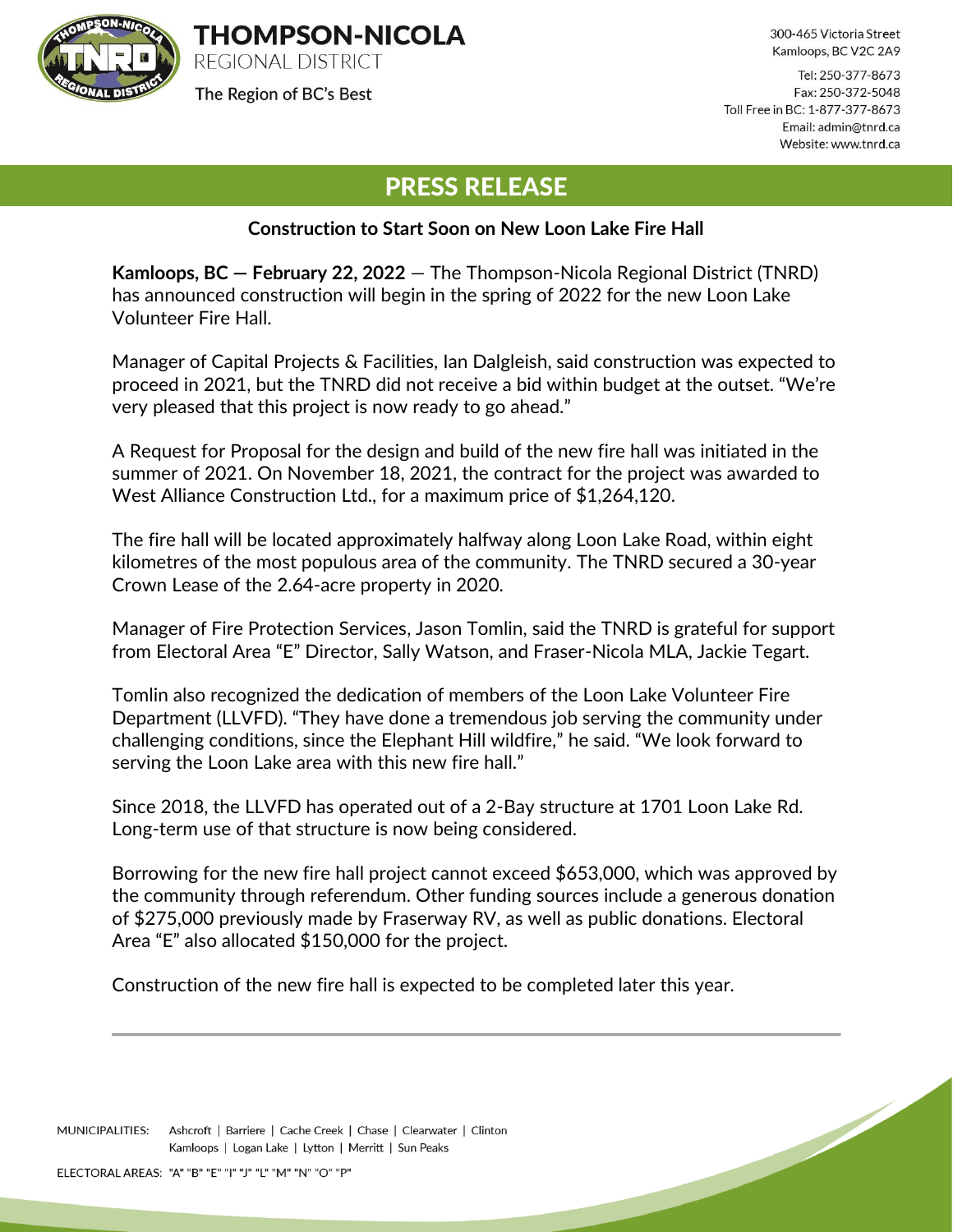**THOMPSON-NICOLA**
REGIONAL DISTRICT
The Region of BC's Best

300-465 Victoria Street
Kamloops, BC V2C 2A9

Tel: 250-377-8673
Fax: 250-372-5048
Toll Free in BC: 1-877-377-8673
Email: admin@tnrd.ca
Website: www.tnrd.ca

# PRESS RELEASE

## Construction to Start Soon on New Loon Lake Fire Hall

**Kamloops, BC — February 22, 2022** — The Thompson-Nicola Regional District (TNRD) has announced construction will begin in the spring of 2022 for the new Loon Lake Volunteer Fire Hall.

Manager of Capital Projects & Facilities, Ian Dalgleish, said construction was expected to proceed in 2021, but the TNRD did not receive a bid within budget at the outset. "We're very pleased that this project is now ready to go ahead."

A Request for Proposal for the design and build of the new fire hall was initiated in the summer of 2021. On November 18, 2021, the contract for the project was awarded to West Alliance Construction Ltd., for a maximum price of $1,264,120.

The fire hall will be located approximately halfway along Loon Lake Road, within eight kilometres of the most populous area of the community. The TNRD secured a 30-year Crown Lease of the 2.64-acre property in 2020.

Manager of Fire Protection Services, Jason Tomlin, said the TNRD is grateful for support from Electoral Area "E" Director, Sally Watson, and Fraser-Nicola MLA, Jackie Tegart.

Tomlin also recognized the dedication of members of the Loon Lake Volunteer Fire Department (LLVFD). "They have done a tremendous job serving the community under challenging conditions, since the Elephant Hill wildfire," he said. "We look forward to serving the Loon Lake area with this new fire hall."

Since 2018, the LLVFD has operated out of a 2-Bay structure at 1701 Loon Lake Rd. Long-term use of that structure is now being considered.

Borrowing for the new fire hall project cannot exceed $653,000, which was approved by the community through referendum. Other funding sources include a generous donation of $275,000 previously made by Fraserway RV, as well as public donations. Electoral Area "E" also allocated $150,000 for the project.

Construction of the new fire hall is expected to be completed later this year.

---

MUNICIPALITIES: Ashcroft | Barriere | Cache Creek | Chase | Clearwater | Clinton | Kamloops | Logan Lake | Lytton | Merritt | Sun Peaks

ELECTORAL AREAS: "A" "B" "E" "I" "J" "L" "M" "N" "O" "P"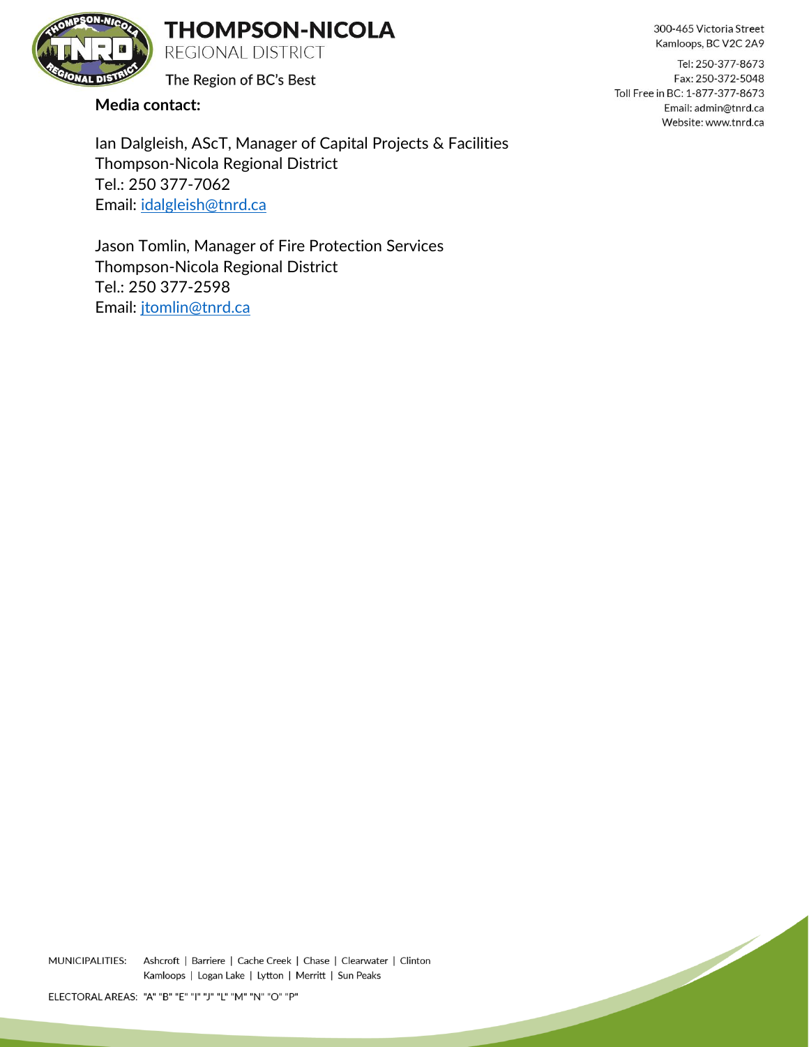**Media contact:**

Ian Dalgleish, AScT, Manager of Capital Projects & Facilities
Thompson-Nicola Regional District
Tel.: 250 377-7062
Email: idalgleish@tnrd.ca

Jason Tomlin, Manager of Fire Protection Services
Thompson-Nicola Regional District
Tel.: 250 377-2598
Email: jtomlin@tnrd.ca